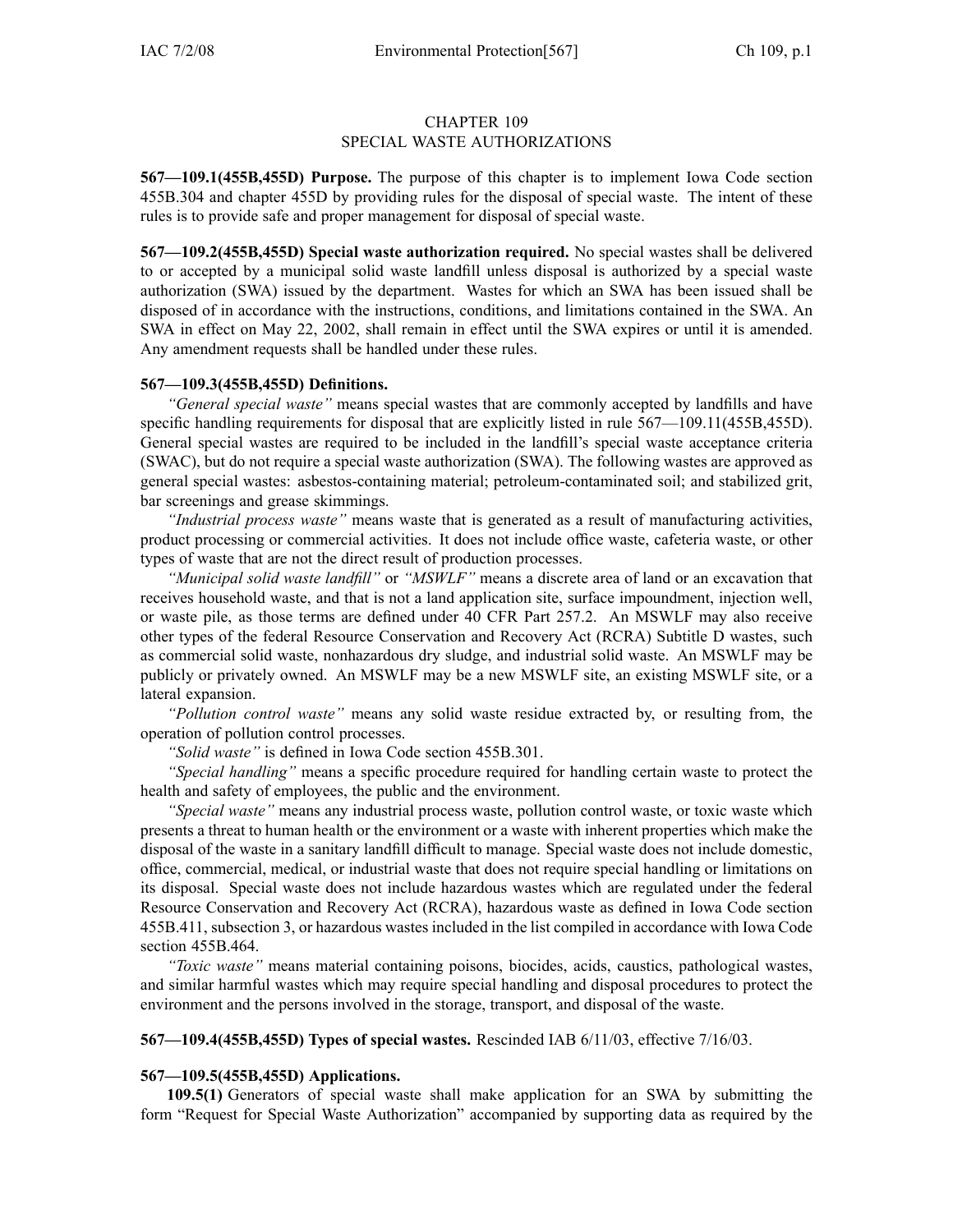# CHAPTER 109
## SPECIAL WASTE AUTHORIZATIONS

**567—109.1(455B,455D) Purpose.** The purpose of this chapter is to implement Iowa Code section 455B.304 and chapter 455D by providing rules for the disposal of special waste. The intent of these rules is to provide safe and proper management for disposal of special waste.

**567—109.2(455B,455D) Special waste authorization required.** No special wastes shall be delivered to or accepted by a municipal solid waste landfill unless disposal is authorized by a special waste authorization (SWA) issued by the department. Wastes for which an SWA has been issued shall be disposed of in accordance with the instructions, conditions, and limitations contained in the SWA. An SWA in effect on May 22, 2002, shall remain in effect until the SWA expires or until it is amended. Any amendment requests shall be handled under these rules.

**567—109.3(455B,455D) Definitions.**

*"General special waste"* means special wastes that are commonly accepted by landfills and have specific handling requirements for disposal that are explicitly listed in rule 567—109.11(455B,455D). General special wastes are required to be included in the landfill's special waste acceptance criteria (SWAC), but do not require a special waste authorization (SWA). The following wastes are approved as general special wastes: asbestos-containing material; petroleum-contaminated soil; and stabilized grit, bar screenings and grease skimmings.

*"Industrial process waste"* means waste that is generated as a result of manufacturing activities, product processing or commercial activities. It does not include office waste, cafeteria waste, or other types of waste that are not the direct result of production processes.

*"Municipal solid waste landfill"* or *"MSWLF"* means a discrete area of land or an excavation that receives household waste, and that is not a land application site, surface impoundment, injection well, or waste pile, as those terms are defined under 40 CFR Part 257.2. An MSWLF may also receive other types of the federal Resource Conservation and Recovery Act (RCRA) Subtitle D wastes, such as commercial solid waste, nonhazardous dry sludge, and industrial solid waste. An MSWLF may be publicly or privately owned. An MSWLF may be a new MSWLF site, an existing MSWLF site, or a lateral expansion.

*"Pollution control waste"* means any solid waste residue extracted by, or resulting from, the operation of pollution control processes.

*"Solid waste"* is defined in Iowa Code section 455B.301.

*"Special handling"* means a specific procedure required for handling certain waste to protect the health and safety of employees, the public and the environment.

*"Special waste"* means any industrial process waste, pollution control waste, or toxic waste which presents a threat to human health or the environment or a waste with inherent properties which make the disposal of the waste in a sanitary landfill difficult to manage. Special waste does not include domestic, office, commercial, medical, or industrial waste that does not require special handling or limitations on its disposal. Special waste does not include hazardous wastes which are regulated under the federal Resource Conservation and Recovery Act (RCRA), hazardous waste as defined in Iowa Code section 455B.411, subsection 3, or hazardous wastes included in the list compiled in accordance with Iowa Code section 455B.464.

*"Toxic waste"* means material containing poisons, biocides, acids, caustics, pathological wastes, and similar harmful wastes which may require special handling and disposal procedures to protect the environment and the persons involved in the storage, transport, and disposal of the waste.

**567—109.4(455B,455D) Types of special wastes.** Rescinded IAB 6/11/03, effective 7/16/03.

**567—109.5(455B,455D) Applications.**

**109.5(1)** Generators of special waste shall make application for an SWA by submitting the form "Request for Special Waste Authorization" accompanied by supporting data as required by the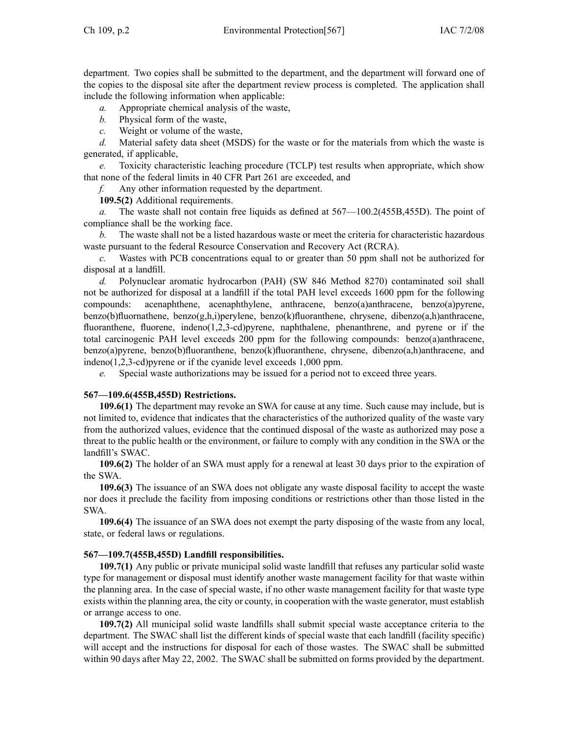department. Two copies shall be submitted to the department, and the department will forward one of the copies to the disposal site after the department review process is completed. The application shall include the following information when applicable:

*a.* Appropriate chemical analysis of the waste,

*b.* Physical form of the waste,

*c.* Weight or volume of the waste,

*d.* Material safety data sheet (MSDS) for the waste or for the materials from which the waste is generated, if applicable,

*e.* Toxicity characteristic leaching procedure (TCLP) test results when appropriate, which show that none of the federal limits in 40 CFR Part 261 are exceeded, and

*f.* Any other information requested by the department.

**109.5(2)** Additional requirements.

*a.* The waste shall not contain free liquids as defined at 567—100.2(455B,455D). The point of compliance shall be the working face.

*b.* The waste shall not be a listed hazardous waste or meet the criteria for characteristic hazardous waste pursuant to the federal Resource Conservation and Recovery Act (RCRA).

*c.* Wastes with PCB concentrations equal to or greater than 50 ppm shall not be authorized for disposal at a landfill.

*d.* Polynuclear aromatic hydrocarbon (PAH) (SW 846 Method 8270) contaminated soil shall not be authorized for disposal at a landfill if the total PAH level exceeds 1600 ppm for the following compounds: acenaphthene, acenaphthylene, anthracene, benzo(a)anthracene, benzo(a)pyrene, benzo(b)fluornathene, benzo(g,h,i)perylene, benzo(k)fluoranthene, chrysene, dibenzo(a,h)anthracene, fluoranthene, fluorene, indeno(1,2,3-cd)pyrene, naphthalene, phenanthrene, and pyrene or if the total carcinogenic PAH level exceeds 200 ppm for the following compounds: benzo(a)anthracene, benzo(a)pyrene, benzo(b)fluoranthene, benzo(k)fluoranthene, chrysene, dibenzo(a,h)anthracene, and indeno(1,2,3-cd)pyrene or if the cyanide level exceeds 1,000 ppm.

*e.* Special waste authorizations may be issued for a period not to exceed three years.

**567—109.6(455B,455D) Restrictions.**

**109.6(1)** The department may revoke an SWA for cause at any time. Such cause may include, but is not limited to, evidence that indicates that the characteristics of the authorized quality of the waste vary from the authorized values, evidence that the continued disposal of the waste as authorized may pose a threat to the public health or the environment, or failure to comply with any condition in the SWA or the landfill's SWAC.

**109.6(2)** The holder of an SWA must apply for a renewal at least 30 days prior to the expiration of the SWA.

**109.6(3)** The issuance of an SWA does not obligate any waste disposal facility to accept the waste nor does it preclude the facility from imposing conditions or restrictions other than those listed in the SWA.

**109.6(4)** The issuance of an SWA does not exempt the party disposing of the waste from any local, state, or federal laws or regulations.

**567—109.7(455B,455D) Landfill responsibilities.**

**109.7(1)** Any public or private municipal solid waste landfill that refuses any particular solid waste type for management or disposal must identify another waste management facility for that waste within the planning area. In the case of special waste, if no other waste management facility for that waste type exists within the planning area, the city or county, in cooperation with the waste generator, must establish or arrange access to one.

**109.7(2)** All municipal solid waste landfills shall submit special waste acceptance criteria to the department. The SWAC shall list the different kinds of special waste that each landfill (facility specific) will accept and the instructions for disposal for each of those wastes. The SWAC shall be submitted within 90 days after May 22, 2002. The SWAC shall be submitted on forms provided by the department.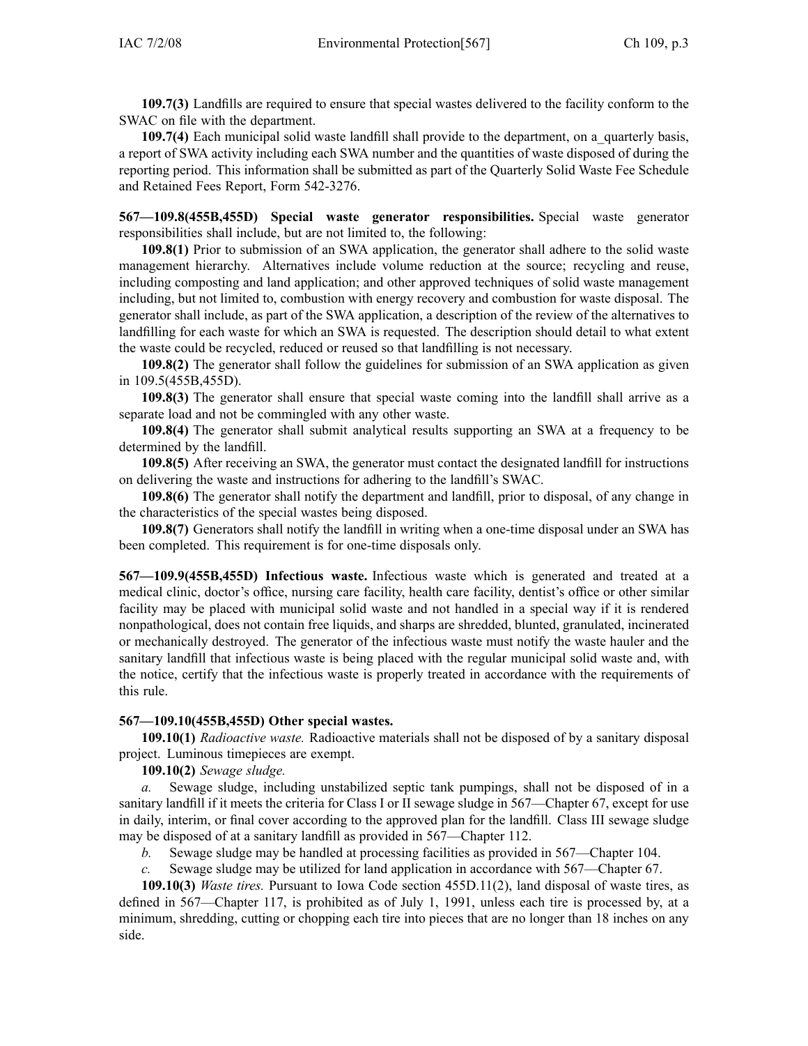**109.7(3)** Landfills are required to ensure that special wastes delivered to the facility conform to the SWAC on file with the department.

**109.7(4)** Each municipal solid waste landfill shall provide to the department, on a_quarterly basis, a report of SWA activity including each SWA number and the quantities of waste disposed of during the reporting period. This information shall be submitted as part of the Quarterly Solid Waste Fee Schedule and Retained Fees Report, Form 542-3276.

**567—109.8(455B,455D) Special waste generator responsibilities.** Special waste generator responsibilities shall include, but are not limited to, the following:

**109.8(1)** Prior to submission of an SWA application, the generator shall adhere to the solid waste management hierarchy. Alternatives include volume reduction at the source; recycling and reuse, including composting and land application; and other approved techniques of solid waste management including, but not limited to, combustion with energy recovery and combustion for waste disposal. The generator shall include, as part of the SWA application, a description of the review of the alternatives to landfilling for each waste for which an SWA is requested. The description should detail to what extent the waste could be recycled, reduced or reused so that landfilling is not necessary.

**109.8(2)** The generator shall follow the guidelines for submission of an SWA application as given in 109.5(455B,455D).

**109.8(3)** The generator shall ensure that special waste coming into the landfill shall arrive as a separate load and not be commingled with any other waste.

**109.8(4)** The generator shall submit analytical results supporting an SWA at a frequency to be determined by the landfill.

**109.8(5)** After receiving an SWA, the generator must contact the designated landfill for instructions on delivering the waste and instructions for adhering to the landfill's SWAC.

**109.8(6)** The generator shall notify the department and landfill, prior to disposal, of any change in the characteristics of the special wastes being disposed.

**109.8(7)** Generators shall notify the landfill in writing when a one-time disposal under an SWA has been completed. This requirement is for one-time disposals only.

**567—109.9(455B,455D) Infectious waste.** Infectious waste which is generated and treated at a medical clinic, doctor's office, nursing care facility, health care facility, dentist's office or other similar facility may be placed with municipal solid waste and not handled in a special way if it is rendered nonpathological, does not contain free liquids, and sharps are shredded, blunted, granulated, incinerated or mechanically destroyed. The generator of the infectious waste must notify the waste hauler and the sanitary landfill that infectious waste is being placed with the regular municipal solid waste and, with the notice, certify that the infectious waste is properly treated in accordance with the requirements of this rule.

**567—109.10(455B,455D) Other special wastes.**

**109.10(1)** *Radioactive waste.* Radioactive materials shall not be disposed of by a sanitary disposal project. Luminous timepieces are exempt.

**109.10(2)** *Sewage sludge.*

*a.* Sewage sludge, including unstabilized septic tank pumpings, shall not be disposed of in a sanitary landfill if it meets the criteria for Class I or II sewage sludge in 567—Chapter 67, except for use in daily, interim, or final cover according to the approved plan for the landfill. Class III sewage sludge may be disposed of at a sanitary landfill as provided in 567—Chapter 112.

*b.* Sewage sludge may be handled at processing facilities as provided in 567—Chapter 104.

*c.* Sewage sludge may be utilized for land application in accordance with 567—Chapter 67.

**109.10(3)** *Waste tires.* Pursuant to Iowa Code section 455D.11(2), land disposal of waste tires, as defined in 567—Chapter 117, is prohibited as of July 1, 1991, unless each tire is processed by, at a minimum, shredding, cutting or chopping each tire into pieces that are no longer than 18 inches on any side.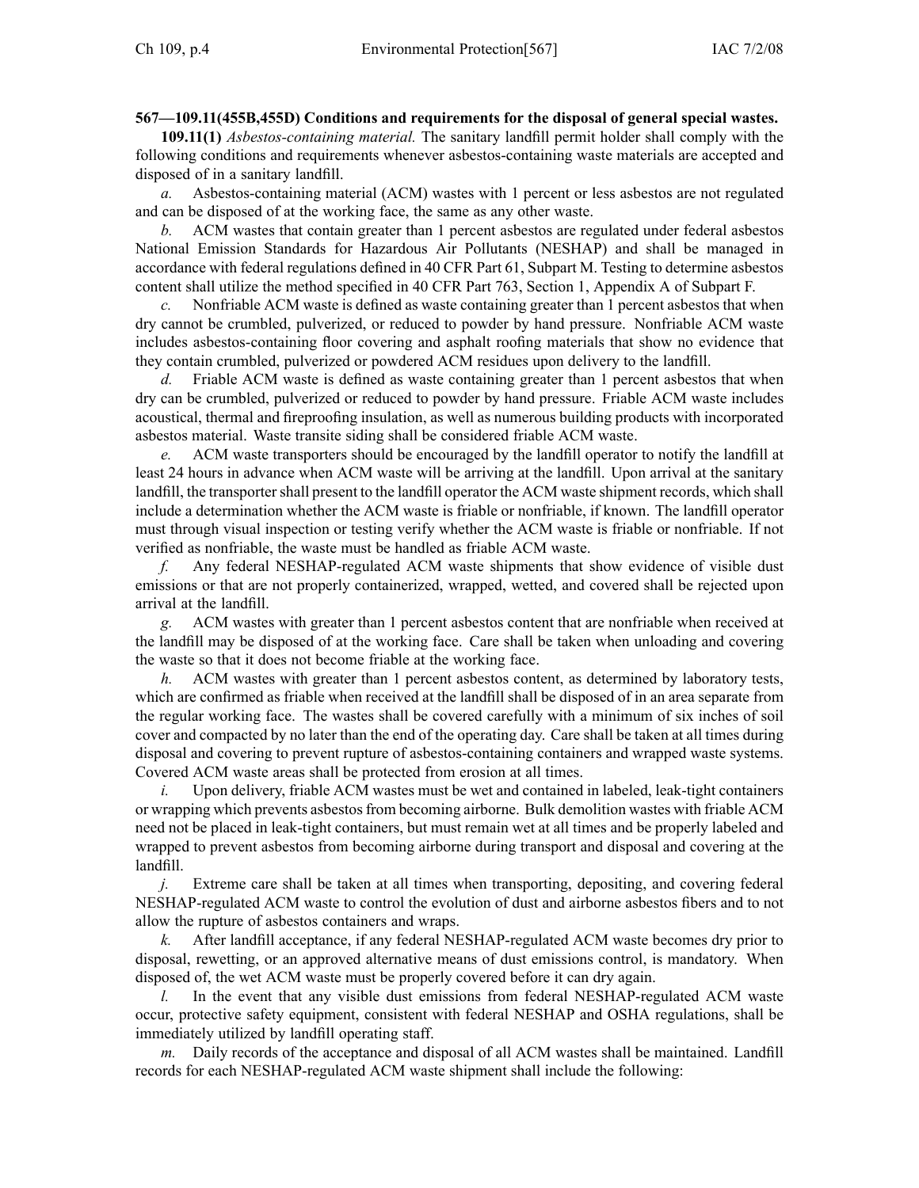**567—109.11(455B,455D) Conditions and requirements for the disposal of general special wastes.**

**109.11(1)** *Asbestos-containing material.* The sanitary landfill permit holder shall comply with the following conditions and requirements whenever asbestos-containing waste materials are accepted and disposed of in a sanitary landfill.

*a.* Asbestos-containing material (ACM) wastes with 1 percent or less asbestos are not regulated and can be disposed of at the working face, the same as any other waste.

*b.* ACM wastes that contain greater than 1 percent asbestos are regulated under federal asbestos National Emission Standards for Hazardous Air Pollutants (NESHAP) and shall be managed in accordance with federal regulations defined in 40 CFR Part 61, Subpart M. Testing to determine asbestos content shall utilize the method specified in 40 CFR Part 763, Section 1, Appendix A of Subpart F.

*c.* Nonfriable ACM waste is defined as waste containing greater than 1 percent asbestos that when dry cannot be crumbled, pulverized, or reduced to powder by hand pressure. Nonfriable ACM waste includes asbestos-containing floor covering and asphalt roofing materials that show no evidence that they contain crumbled, pulverized or powdered ACM residues upon delivery to the landfill.

*d.* Friable ACM waste is defined as waste containing greater than 1 percent asbestos that when dry can be crumbled, pulverized or reduced to powder by hand pressure. Friable ACM waste includes acoustical, thermal and fireproofing insulation, as well as numerous building products with incorporated asbestos material. Waste transite siding shall be considered friable ACM waste.

*e.* ACM waste transporters should be encouraged by the landfill operator to notify the landfill at least 24 hours in advance when ACM waste will be arriving at the landfill. Upon arrival at the sanitary landfill, the transporter shall present to the landfill operator the ACM waste shipment records, which shall include a determination whether the ACM waste is friable or nonfriable, if known. The landfill operator must through visual inspection or testing verify whether the ACM waste is friable or nonfriable. If not verified as nonfriable, the waste must be handled as friable ACM waste.

*f.* Any federal NESHAP-regulated ACM waste shipments that show evidence of visible dust emissions or that are not properly containerized, wrapped, wetted, and covered shall be rejected upon arrival at the landfill.

*g.* ACM wastes with greater than 1 percent asbestos content that are nonfriable when received at the landfill may be disposed of at the working face. Care shall be taken when unloading and covering the waste so that it does not become friable at the working face.

*h.* ACM wastes with greater than 1 percent asbestos content, as determined by laboratory tests, which are confirmed as friable when received at the landfill shall be disposed of in an area separate from the regular working face. The wastes shall be covered carefully with a minimum of six inches of soil cover and compacted by no later than the end of the operating day. Care shall be taken at all times during disposal and covering to prevent rupture of asbestos-containing containers and wrapped waste systems. Covered ACM waste areas shall be protected from erosion at all times.

*i.* Upon delivery, friable ACM wastes must be wet and contained in labeled, leak-tight containers or wrapping which prevents asbestos from becoming airborne. Bulk demolition wastes with friable ACM need not be placed in leak-tight containers, but must remain wet at all times and be properly labeled and wrapped to prevent asbestos from becoming airborne during transport and disposal and covering at the landfill.

*j.* Extreme care shall be taken at all times when transporting, depositing, and covering federal NESHAP-regulated ACM waste to control the evolution of dust and airborne asbestos fibers and to not allow the rupture of asbestos containers and wraps.

*k.* After landfill acceptance, if any federal NESHAP-regulated ACM waste becomes dry prior to disposal, rewetting, or an approved alternative means of dust emissions control, is mandatory. When disposed of, the wet ACM waste must be properly covered before it can dry again.

*l.* In the event that any visible dust emissions from federal NESHAP-regulated ACM waste occur, protective safety equipment, consistent with federal NESHAP and OSHA regulations, shall be immediately utilized by landfill operating staff.

*m.* Daily records of the acceptance and disposal of all ACM wastes shall be maintained. Landfill records for each NESHAP-regulated ACM waste shipment shall include the following: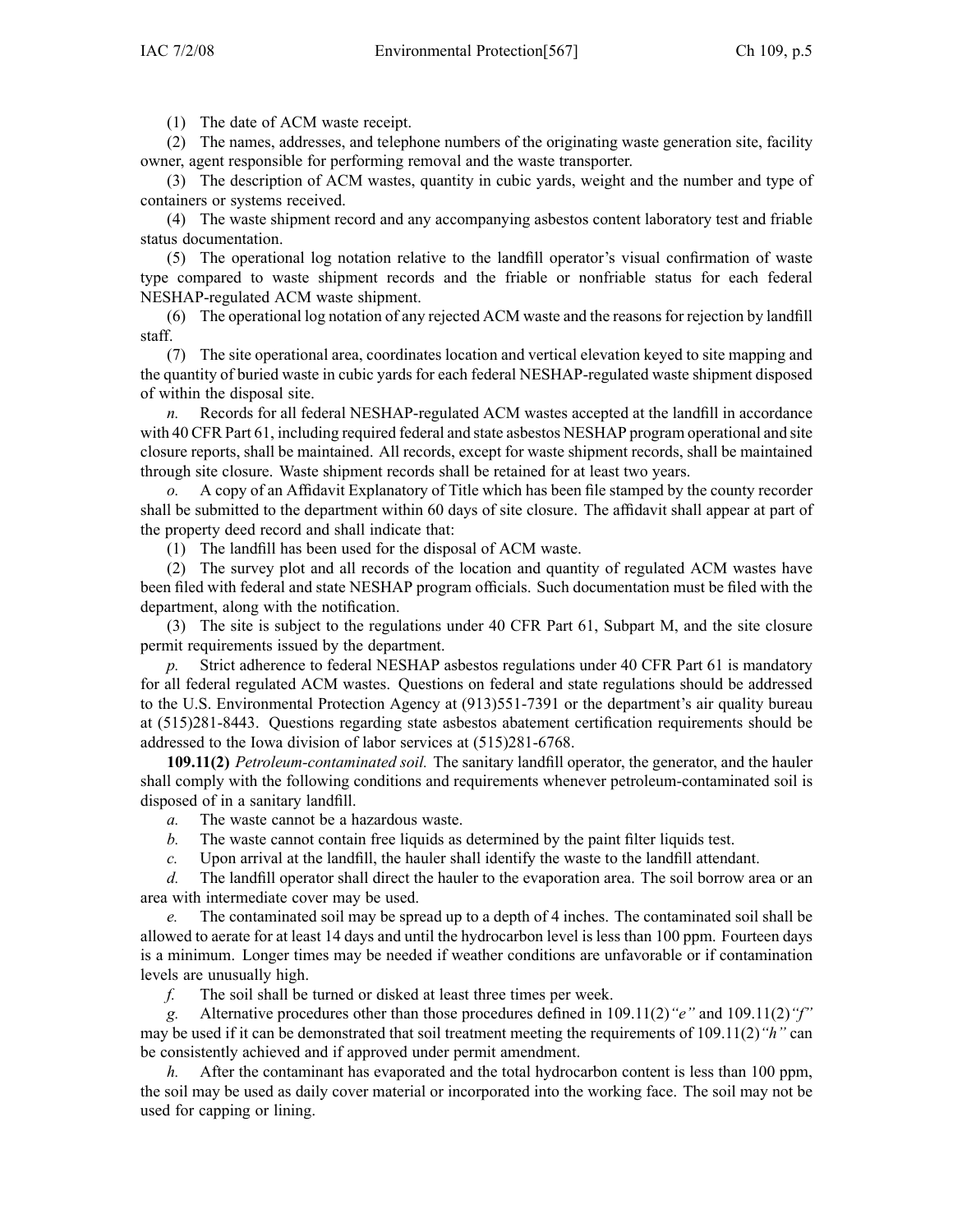(1) The date of ACM waste receipt.

(2) The names, addresses, and telephone numbers of the originating waste generation site, facility owner, agent responsible for performing removal and the waste transporter.

(3) The description of ACM wastes, quantity in cubic yards, weight and the number and type of containers or systems received.

(4) The waste shipment record and any accompanying asbestos content laboratory test and friable status documentation.

(5) The operational log notation relative to the landfill operator's visual confirmation of waste type compared to waste shipment records and the friable or nonfriable status for each federal NESHAP-regulated ACM waste shipment.

(6) The operational log notation of any rejected ACM waste and the reasons for rejection by landfill staff.

(7) The site operational area, coordinates location and vertical elevation keyed to site mapping and the quantity of buried waste in cubic yards for each federal NESHAP-regulated waste shipment disposed of within the disposal site.

*n.* Records for all federal NESHAP-regulated ACM wastes accepted at the landfill in accordance with 40 CFR Part 61, including required federal and state asbestos NESHAP program operational and site closure reports, shall be maintained. All records, except for waste shipment records, shall be maintained through site closure. Waste shipment records shall be retained for at least two years.

*o.* A copy of an Affidavit Explanatory of Title which has been file stamped by the county recorder shall be submitted to the department within 60 days of site closure. The affidavit shall appear at part of the property deed record and shall indicate that:

(1) The landfill has been used for the disposal of ACM waste.

(2) The survey plot and all records of the location and quantity of regulated ACM wastes have been filed with federal and state NESHAP program officials. Such documentation must be filed with the department, along with the notification.

(3) The site is subject to the regulations under 40 CFR Part 61, Subpart M, and the site closure permit requirements issued by the department.

*p.* Strict adherence to federal NESHAP asbestos regulations under 40 CFR Part 61 is mandatory for all federal regulated ACM wastes. Questions on federal and state regulations should be addressed to the U.S. Environmental Protection Agency at (913)551-7391 or the department's air quality bureau at (515)281-8443. Questions regarding state asbestos abatement certification requirements should be addressed to the Iowa division of labor services at (515)281-6768.

**109.11(2)** *Petroleum-contaminated soil.* The sanitary landfill operator, the generator, and the hauler shall comply with the following conditions and requirements whenever petroleum-contaminated soil is disposed of in a sanitary landfill.

*a.* The waste cannot be a hazardous waste.

*b.* The waste cannot contain free liquids as determined by the paint filter liquids test.

*c.* Upon arrival at the landfill, the hauler shall identify the waste to the landfill attendant.

*d.* The landfill operator shall direct the hauler to the evaporation area. The soil borrow area or an area with intermediate cover may be used.

*e.* The contaminated soil may be spread up to a depth of 4 inches. The contaminated soil shall be allowed to aerate for at least 14 days and until the hydrocarbon level is less than 100 ppm. Fourteen days is a minimum. Longer times may be needed if weather conditions are unfavorable or if contamination levels are unusually high.

*f.* The soil shall be turned or disked at least three times per week.

*g.* Alternative procedures other than those procedures defined in 109.11(2)*"e"* and 109.11(2)*"f"* may be used if it can be demonstrated that soil treatment meeting the requirements of 109.11(2)*"h"* can be consistently achieved and if approved under permit amendment.

*h.* After the contaminant has evaporated and the total hydrocarbon content is less than 100 ppm, the soil may be used as daily cover material or incorporated into the working face. The soil may not be used for capping or lining.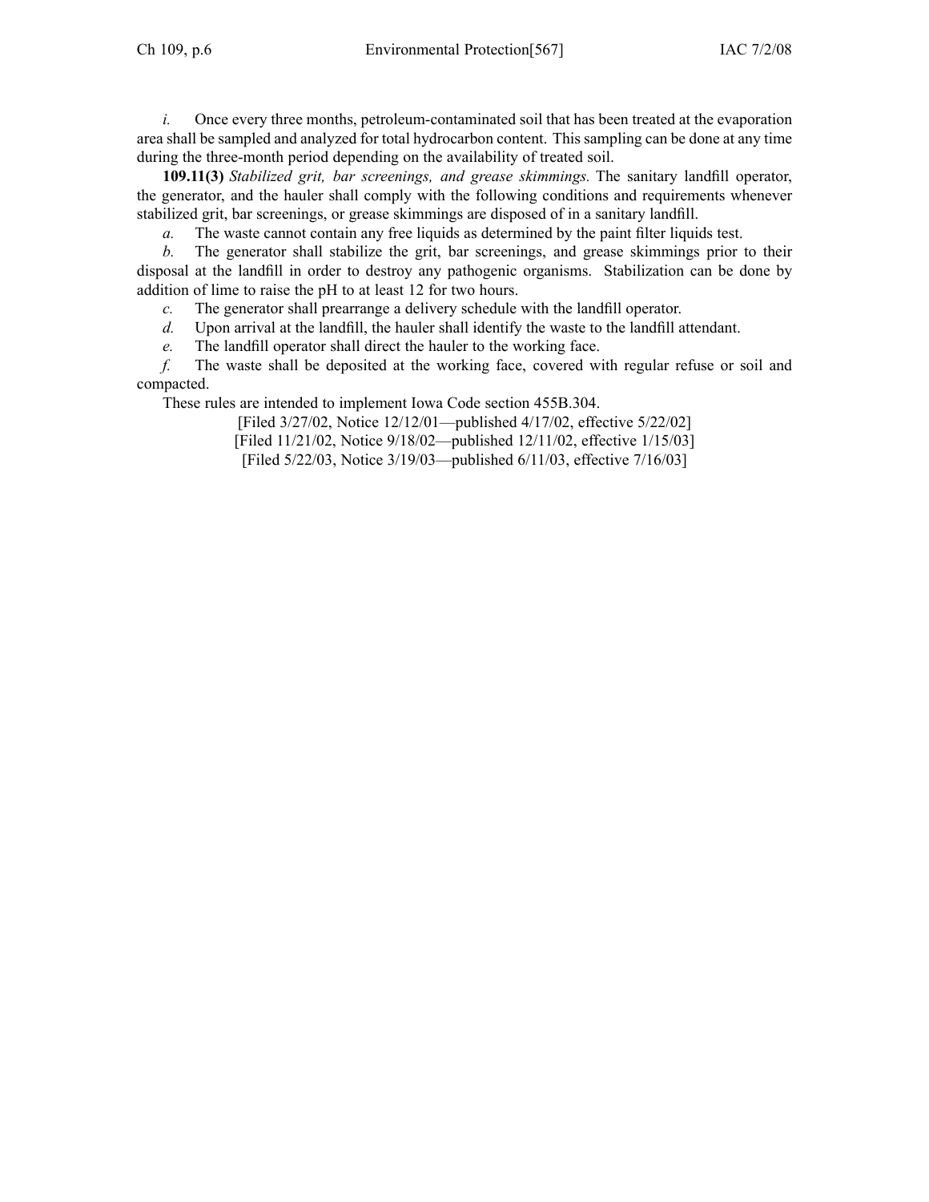*i.* Once every three months, petroleum-contaminated soil that has been treated at the evaporation area shall be sampled and analyzed for total hydrocarbon content. This sampling can be done at any time during the three-month period depending on the availability of treated soil.

**109.11(3)** *Stabilized grit, bar screenings, and grease skimmings.* The sanitary landfill operator, the generator, and the hauler shall comply with the following conditions and requirements whenever stabilized grit, bar screenings, or grease skimmings are disposed of in a sanitary landfill.

*a.* The waste cannot contain any free liquids as determined by the paint filter liquids test.

*b.* The generator shall stabilize the grit, bar screenings, and grease skimmings prior to their disposal at the landfill in order to destroy any pathogenic organisms. Stabilization can be done by addition of lime to raise the pH to at least 12 for two hours.

*c.* The generator shall prearrange a delivery schedule with the landfill operator.

*d.* Upon arrival at the landfill, the hauler shall identify the waste to the landfill attendant.

*e.* The landfill operator shall direct the hauler to the working face.

*f.* The waste shall be deposited at the working face, covered with regular refuse or soil and compacted.

These rules are intended to implement Iowa Code section 455B.304.

[Filed 3/27/02, Notice 12/12/01—published 4/17/02, effective 5/22/02]
[Filed 11/21/02, Notice 9/18/02—published 12/11/02, effective 1/15/03]
[Filed 5/22/03, Notice 3/19/03—published 6/11/03, effective 7/16/03]